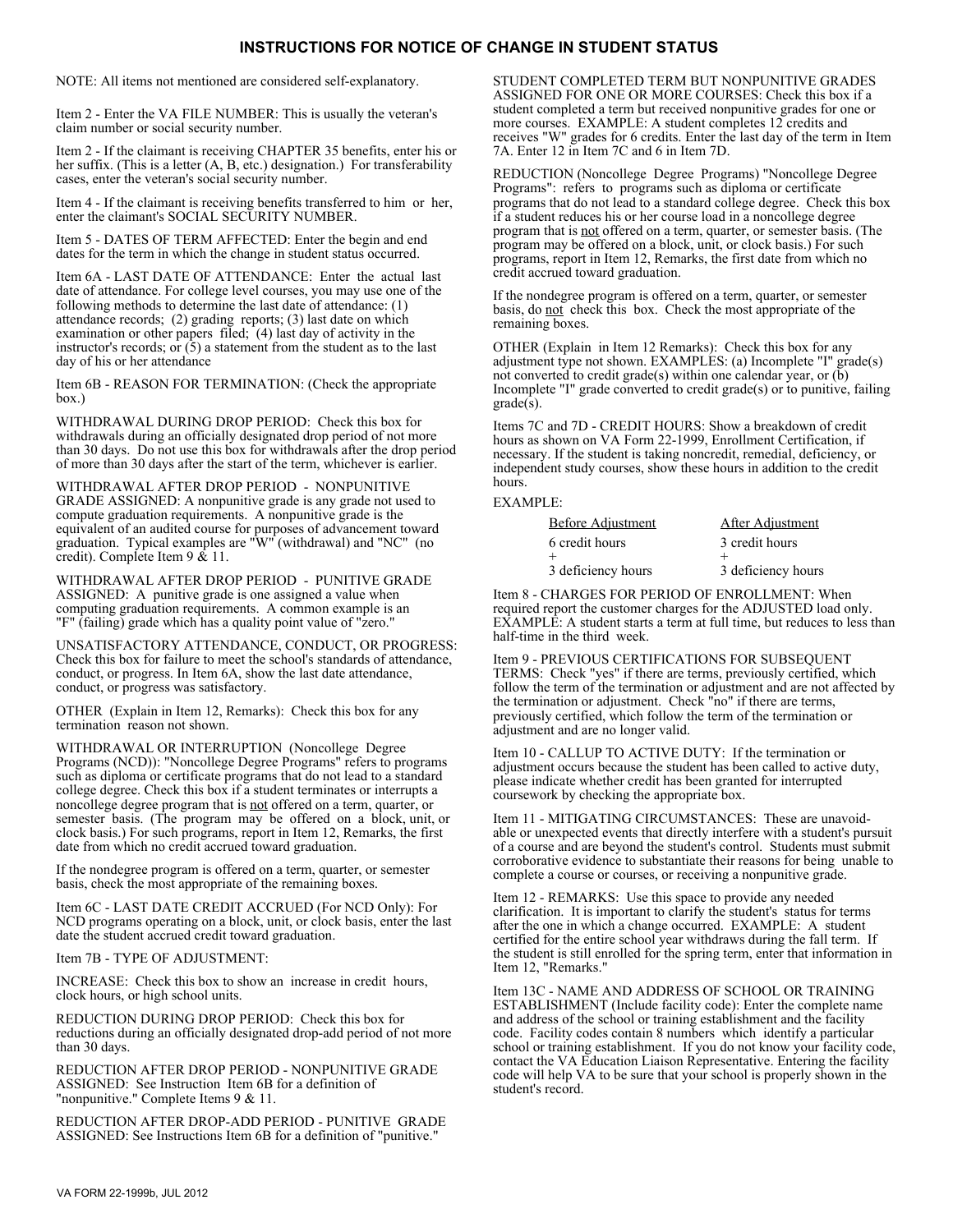# INSTRUCTIONS FOR NOTICE OF CHANGE IN STUDENT STATUS

NOTE: All items not mentioned are considered self-explanatory.

Item 2 - Enter the VA FILE NUMBER: This is usually the veteran's claim number or social security number.

Item 2 - If the claimant is receiving CHAPTER 35 benefits, enter his or her suffix. (This is a letter (A, B, etc.) designation.) For transferability cases, enter the veteran's social security number.

Item 4 - If the claimant is receiving benefits transferred to him or her, enter the claimant's SOCIAL SECURITY NUMBER.

Item 5 - DATES OF TERM AFFECTED: Enter the begin and end dates for the term in which the change in student status occurred.

Item 6A - LAST DATE OF ATTENDANCE: Enter the actual last date of attendance. For college level courses, you may use one of the following methods to determine the last date of attendance: (1) attendance records; (2) grading reports; (3) last date on which examination or other papers filed; (4) last day of activity in the instructor's records; or (5) a statement from the student as to the last day of his or her attendance

Item 6B - REASON FOR TERMINATION: (Check the appropriate box.)

WITHDRAWAL DURING DROP PERIOD: Check this box for withdrawals during an officially designated drop period of not more than 30 days. Do not use this box for withdrawals after the drop period of more than 30 days after the start of the term, whichever is earlier.

WITHDRAWAL AFTER DROP PERIOD - NONPUNITIVE GRADE ASSIGNED: A nonpunitive grade is any grade not used to compute graduation requirements. A nonpunitive grade is the equivalent of an audited course for purposes of advancement toward graduation. Typical examples are "W" (withdrawal) and "NC" (no credit). Complete Item 9 & 11.

WITHDRAWAL AFTER DROP PERIOD - PUNITIVE GRADE ASSIGNED: A punitive grade is one assigned a value when computing graduation requirements. A common example is an "F" (failing) grade which has a quality point value of "zero."

UNSATISFACTORY ATTENDANCE, CONDUCT, OR PROGRESS: Check this box for failure to meet the school's standards of attendance, conduct, or progress. In Item 6A, show the last date attendance, conduct, or progress was satisfactory.

OTHER (Explain in Item 12, Remarks): Check this box for any termination reason not shown.

WITHDRAWAL OR INTERRUPTION (Noncollege Degree Programs (NCD)): "Noncollege Degree Programs" refers to programs such as diploma or certificate programs that do not lead to a standard college degree. Check this box if a student terminates or interrupts a noncollege degree program that is not offered on a term, quarter, or semester basis. (The program may be offered on a block, unit, or clock basis.) For such programs, report in Item 12, Remarks, the first date from which no credit accrued toward graduation.

If the nondegree program is offered on a term, quarter, or semester basis, check the most appropriate of the remaining boxes.

Item 6C - LAST DATE CREDIT ACCRUED (For NCD Only): For NCD programs operating on a block, unit, or clock basis, enter the last date the student accrued credit toward graduation.

Item 7B - TYPE OF ADJUSTMENT:

INCREASE: Check this box to show an increase in credit hours, clock hours, or high school units.

REDUCTION DURING DROP PERIOD: Check this box for reductions during an officially designated drop-add period of not more than 30 days.

REDUCTION AFTER DROP PERIOD - NONPUNITIVE GRADE ASSIGNED: See Instruction Item 6B for a definition of "nonpunitive." Complete Items 9 & 11.

REDUCTION AFTER DROP-ADD PERIOD - PUNITIVE GRADE ASSIGNED: See Instructions Item 6B for a definition of "punitive."

STUDENT COMPLETED TERM BUT NONPUNITIVE GRADES ASSIGNED FOR ONE OR MORE COURSES: Check this box if a student completed a term but received nonpunitive grades for one or more courses. EXAMPLE: A student completes 12 credits and receives "W" grades for 6 credits. Enter the last day of the term in Item 7A. Enter 12 in Item 7C and 6 in Item 7D.

REDUCTION (Noncollege Degree Programs) "Noncollege Degree Programs": refers to programs such as diploma or certificate programs that do not lead to a standard college degree. Check this box if a student reduces his or her course load in a noncollege degree program that is not offered on a term, quarter, or semester basis. (The program may be offered on a block, unit, or clock basis.) For such programs, report in Item 12, Remarks, the first date from which no credit accrued toward graduation.

If the nondegree program is offered on a term, quarter, or semester basis, do not check this box. Check the most appropriate of the remaining boxes.

OTHER (Explain in Item 12 Remarks): Check this box for any adjustment type not shown. EXAMPLES: (a) Incomplete "I" grade(s) not converted to credit grade(s) within one calendar year, or (b) Incomplete "I" grade converted to credit grade(s) or to punitive, failing grade(s).

Items 7C and 7D - CREDIT HOURS: Show a breakdown of credit hours as shown on VA Form 22-1999, Enrollment Certification, if necessary. If the student is taking noncredit, remedial, deficiency, or independent study courses, show these hours in addition to the credit hours.

EXAMPLE:

| Before Adjustment | After Adjustment |
|---|---|
| 6 credit hours | 3 credit hours |
| + | + |
| 3 deficiency hours | 3 deficiency hours |

Item 8 - CHARGES FOR PERIOD OF ENROLLMENT: When required report the customer charges for the ADJUSTED load only. EXAMPLE: A student starts a term at full time, but reduces to less than half-time in the third week.

Item 9 - PREVIOUS CERTIFICATIONS FOR SUBSEQUENT TERMS: Check "yes" if there are terms, previously certified, which follow the term of the termination or adjustment and are not affected by the termination or adjustment. Check "no" if there are terms, previously certified, which follow the term of the termination or adjustment and are no longer valid.

Item 10 - CALLUP TO ACTIVE DUTY: If the termination or adjustment occurs because the student has been called to active duty, please indicate whether credit has been granted for interrupted coursework by checking the appropriate box.

Item 11 - MITIGATING CIRCUMSTANCES: These are unavoidable or unexpected events that directly interfere with a student's pursuit of a course and are beyond the student's control. Students must submit corroborative evidence to substantiate their reasons for being unable to complete a course or courses, or receiving a nonpunitive grade.

Item 12 - REMARKS: Use this space to provide any needed clarification. It is important to clarify the student's status for terms after the one in which a change occurred. EXAMPLE: A student certified for the entire school year withdraws during the fall term. If the student is still enrolled for the spring term, enter that information in Item 12, "Remarks."

Item 13C - NAME AND ADDRESS OF SCHOOL OR TRAINING ESTABLISHMENT (Include facility code): Enter the complete name and address of the school or training establishment and the facility code. Facility codes contain 8 numbers which identify a particular school or training establishment. If you do not know your facility code, contact the VA Education Liaison Representative. Entering the facility code will help VA to be sure that your school is properly shown in the student's record.

VA FORM 22-1999b, JUL 2012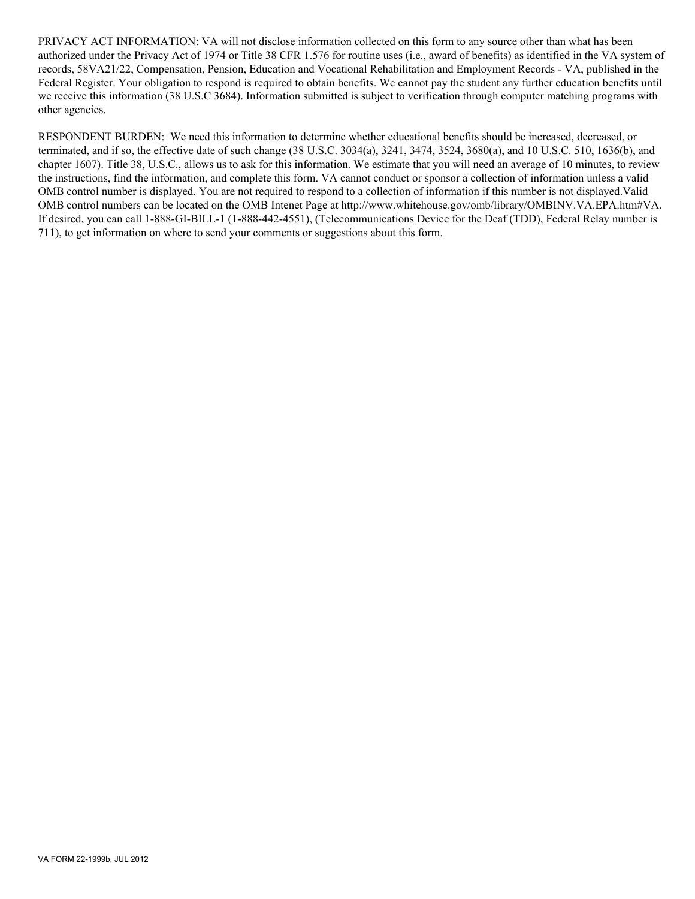PRIVACY ACT INFORMATION: VA will not disclose information collected on this form to any source other than what has been authorized under the Privacy Act of 1974 or Title 38 CFR 1.576 for routine uses (i.e., award of benefits) as identified in the VA system of records, 58VA21/22, Compensation, Pension, Education and Vocational Rehabilitation and Employment Records - VA, published in the Federal Register. Your obligation to respond is required to obtain benefits. We cannot pay the student any further education benefits until we receive this information (38 U.S.C 3684). Information submitted is subject to verification through computer matching programs with other agencies.

RESPONDENT BURDEN: We need this information to determine whether educational benefits should be increased, decreased, or terminated, and if so, the effective date of such change (38 U.S.C. 3034(a), 3241, 3474, 3524, 3680(a), and 10 U.S.C. 510, 1636(b), and chapter 1607). Title 38, U.S.C., allows us to ask for this information. We estimate that you will need an average of 10 minutes, to review the instructions, find the information, and complete this form. VA cannot conduct or sponsor a collection of information unless a valid OMB control number is displayed. You are not required to respond to a collection of information if this number is not displayed.Valid OMB control numbers can be located on the OMB Intenet Page at http://www.whitehouse.gov/omb/library/OMBINV.VA.EPA.htm#VA. If desired, you can call 1-888-GI-BILL-1 (1-888-442-4551), (Telecommunications Device for the Deaf (TDD), Federal Relay number is 711), to get information on where to send your comments or suggestions about this form.

VA FORM 22-1999b, JUL 2012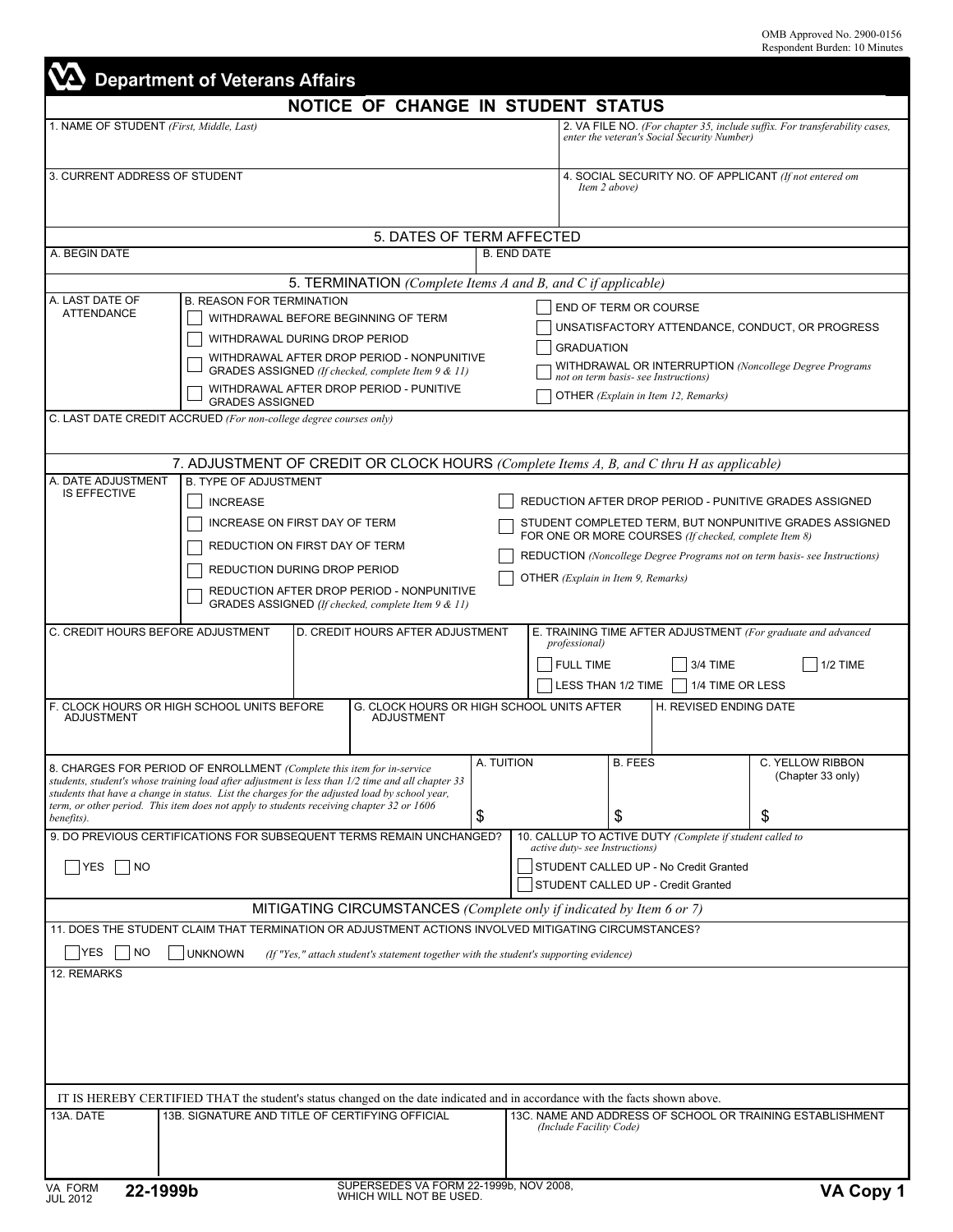OMB Approved No. 2900-0156
Respondent Burden: 10 Minutes

# Department of Veterans Affairs

## NOTICE OF CHANGE IN STUDENT STATUS

| 1. NAME OF STUDENT *(First, Middle, Last)* | 2. VA FILE NO. *(For chapter 35, include suffix. For transferability cases, enter the veteran's Social Security Number)* |
|---|---|
| 3. CURRENT ADDRESS OF STUDENT | 4. SOCIAL SECURITY NO. OF APPLICANT *(If not entered om Item 2 above)* |

### 5. DATES OF TERM AFFECTED

| A. BEGIN DATE | B. END DATE |
|---|---|
| | |

### 5. TERMINATION *(Complete Items A and B, and C if applicable)*

A. LAST DATE OF ATTENDANCE

B. REASON FOR TERMINATION

- ☐ WITHDRAWAL BEFORE BEGINNING OF TERM
- ☐ WITHDRAWAL DURING DROP PERIOD
- ☐ WITHDRAWAL AFTER DROP PERIOD - NONPUNITIVE GRADES ASSIGNED *(If checked, complete Item 9 & 11)*
- ☐ WITHDRAWAL AFTER DROP PERIOD - PUNITIVE GRADES ASSIGNED
- ☐ END OF TERM OR COURSE
- ☐ UNSATISFACTORY ATTENDANCE, CONDUCT, OR PROGRESS
- ☐ GRADUATION
- ☐ WITHDRAWAL OR INTERRUPTION *(Noncollege Degree Programs not on term basis- see Instructions)*
- ☐ OTHER *(Explain in Item 12, Remarks)*

C. LAST DATE CREDIT ACCRUED *(For non-college degree courses only)*

### 7. ADJUSTMENT OF CREDIT OR CLOCK HOURS *(Complete Items A, B, and C thru H as applicable)*

A. DATE ADJUSTMENT IS EFFECTIVE

B. TYPE OF ADJUSTMENT

- ☐ INCREASE
- ☐ INCREASE ON FIRST DAY OF TERM
- ☐ REDUCTION ON FIRST DAY OF TERM
- ☐ REDUCTION DURING DROP PERIOD
- ☐ REDUCTION AFTER DROP PERIOD - NONPUNITIVE GRADES ASSIGNED *(If checked, complete Item 9 & 11)*
- ☐ REDUCTION AFTER DROP PERIOD - PUNITIVE GRADES ASSIGNED
- ☐ STUDENT COMPLETED TERM, BUT NONPUNITIVE GRADES ASSIGNED FOR ONE OR MORE COURSES *(If checked, complete Item 8)*
- ☐ REDUCTION *(Noncollege Degree Programs not on term basis- see Instructions)*
- ☐ OTHER *(Explain in Item 9, Remarks)*

| C. CREDIT HOURS BEFORE ADJUSTMENT | D. CREDIT HOURS AFTER ADJUSTMENT | E. TRAINING TIME AFTER ADJUSTMENT *(For graduate and advanced professional)* ☐ FULL TIME ☐ 3/4 TIME ☐ 1/2 TIME ☐ LESS THAN 1/2 TIME ☐ 1/4 TIME OR LESS |
|---|---|---|

| F. CLOCK HOURS OR HIGH SCHOOL UNITS BEFORE ADJUSTMENT | G. CLOCK HOURS OR HIGH SCHOOL UNITS AFTER ADJUSTMENT | H. REVISED ENDING DATE |
|---|---|---|

| 8. CHARGES FOR PERIOD OF ENROLLMENT *(Complete this item for in-service students, student's whose training load after adjustment is less than 1/2 time and all chapter 33 students that have a change in status. List the charges for the adjusted load by school year, term, or other period. This item does not apply to students receiving chapter 32 or 1606 benefits).* | A. TUITION | B. FEES | C. YELLOW RIBBON (Chapter 33 only) |
|---|---|---|---|
| | $ | $ | $ |

| 9. DO PREVIOUS CERTIFICATIONS FOR SUBSEQUENT TERMS REMAIN UNCHANGED? | 10. CALLUP TO ACTIVE DUTY *(Complete if student called to active duty- see Instructions)* |
|---|---|
| ☐ YES ☐ NO | ☐ STUDENT CALLED UP - No Credit Granted<br>☐ STUDENT CALLED UP - Credit Granted |

### MITIGATING CIRCUMSTANCES *(Complete only if indicated by Item 6 or 7)*

11. DOES THE STUDENT CLAIM THAT TERMINATION OR ADJUSTMENT ACTIONS INVOLVED MITIGATING CIRCUMSTANCES?

☐ YES ☐ NO ☐ UNKNOWN *(If "Yes," attach student's statement together with the student's supporting evidence)*

12. REMARKS

IT IS HEREBY CERTIFIED THAT the student's status changed on the date indicated and in accordance with the facts shown above.

| 13A. DATE | 13B. SIGNATURE AND TITLE OF CERTIFYING OFFICIAL | 13C. NAME AND ADDRESS OF SCHOOL OR TRAINING ESTABLISHMENT *(Include Facility Code)* |
|---|---|---|
| | | |

VA FORM JUL 2012 **22-1999b** — SUPERSEDES VA FORM 22-1999b, NOV 2008, WHICH WILL NOT BE USED. — **VA Copy 1**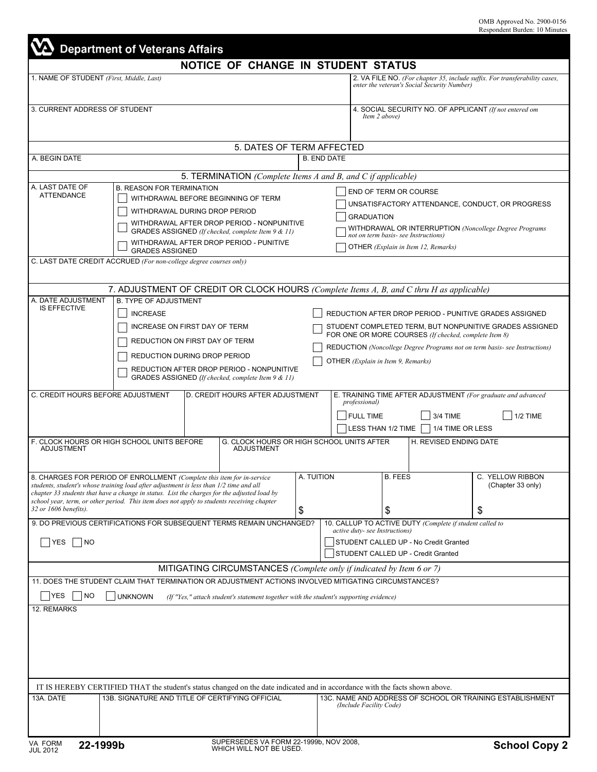OMB Approved No. 2900-0156
Respondent Burden: 10 Minutes

# Department of Veterans Affairs

## NOTICE OF CHANGE IN STUDENT STATUS

| | |
|---|---|
| 1. NAME OF STUDENT *(First, Middle, Last)* | 2. VA FILE NO. *(For chapter 35, include suffix. For transferability cases, enter the veteran's Social Security Number)* |
| 3. CURRENT ADDRESS OF STUDENT | 4. SOCIAL SECURITY NO. OF APPLICANT *(If not entered om Item 2 above)* |

### 5. DATES OF TERM AFFECTED

| | |
|---|---|
| A. BEGIN DATE | B. END DATE |

### 5. TERMINATION *(Complete Items A and B, and C if applicable)*

A. LAST DATE OF ATTENDANCE

B. REASON FOR TERMINATION

- ☐ WITHDRAWAL BEFORE BEGINNING OF TERM
- ☐ WITHDRAWAL DURING DROP PERIOD
- ☐ WITHDRAWAL AFTER DROP PERIOD - NONPUNITIVE GRADES ASSIGNED *(If checked, complete Item 9 & 11)*
- ☐ WITHDRAWAL AFTER DROP PERIOD - PUNITIVE GRADES ASSIGNED
- ☐ END OF TERM OR COURSE
- ☐ UNSATISFACTORY ATTENDANCE, CONDUCT, OR PROGRESS
- ☐ GRADUATION
- ☐ WITHDRAWAL OR INTERRUPTION *(Noncollege Degree Programs not on term basis- see Instructions)*
- ☐ OTHER *(Explain in Item 12, Remarks)*

C. LAST DATE CREDIT ACCRUED *(For non-college degree courses only)*

### 7. ADJUSTMENT OF CREDIT OR CLOCK HOURS *(Complete Items A, B, and C thru H as applicable)*

A. DATE ADJUSTMENT IS EFFECTIVE

B. TYPE OF ADJUSTMENT

- ☐ INCREASE
- ☐ INCREASE ON FIRST DAY OF TERM
- ☐ REDUCTION ON FIRST DAY OF TERM
- ☐ REDUCTION DURING DROP PERIOD
- ☐ REDUCTION AFTER DROP PERIOD - NONPUNITIVE GRADES ASSIGNED *(If checked, complete Item 9 & 11)*
- ☐ REDUCTION AFTER DROP PERIOD - PUNITIVE GRADES ASSIGNED
- ☐ STUDENT COMPLETED TERM, BUT NONPUNITIVE GRADES ASSIGNED FOR ONE OR MORE COURSES *(If checked, complete Item 8)*
- ☐ REDUCTION *(Noncollege Degree Programs not on term basis- see Instructions)*
- ☐ OTHER *(Explain in Item 9, Remarks)*

| | | |
|---|---|---|
| C. CREDIT HOURS BEFORE ADJUSTMENT | D. CREDIT HOURS AFTER ADJUSTMENT | E. TRAINING TIME AFTER ADJUSTMENT *(For graduate and advanced professional)* ☐ FULL TIME ☐ 3/4 TIME ☐ 1/2 TIME ☐ LESS THAN 1/2 TIME ☐ 1/4 TIME OR LESS |
| F. CLOCK HOURS OR HIGH SCHOOL UNITS BEFORE ADJUSTMENT | G. CLOCK HOURS OR HIGH SCHOOL UNITS AFTER ADJUSTMENT | H. REVISED ENDING DATE |

| | | | |
|---|---|---|---|
| 8. CHARGES FOR PERIOD OF ENROLLMENT *(Complete this item for in-service students, student's whose training load after adjustment is less than 1/2 time and all chapter 33 students that have a change in status. List the charges for the adjusted load by school year, term, or other period. This item does not apply to students receiving chapter 32 or 1606 benefits).* | A. TUITION $ | B. FEES $ | C. YELLOW RIBBON (Chapter 33 only) $ |

| | |
|---|---|
| 9. DO PREVIOUS CERTIFICATIONS FOR SUBSEQUENT TERMS REMAIN UNCHANGED? ☐ YES ☐ NO | 10. CALLUP TO ACTIVE DUTY *(Complete if student called to active duty- see Instructions)* ☐ STUDENT CALLED UP - No Credit Granted ☐ STUDENT CALLED UP - Credit Granted |

### MITIGATING CIRCUMSTANCES *(Complete only if indicated by Item 6 or 7)*

11. DOES THE STUDENT CLAIM THAT TERMINATION OR ADJUSTMENT ACTIONS INVOLVED MITIGATING CIRCUMSTANCES?

☐ YES ☐ NO ☐ UNKNOWN *(If "Yes," attach student's statement together with the student's supporting evidence)*

12. REMARKS

IT IS HEREBY CERTIFIED THAT the student's status changed on the date indicated and in accordance with the facts shown above.

| | | |
|---|---|---|
| 13A. DATE | 13B. SIGNATURE AND TITLE OF CERTIFYING OFFICIAL | 13C. NAME AND ADDRESS OF SCHOOL OR TRAINING ESTABLISHMENT *(Include Facility Code)* |

VA FORM JUL 2012 **22-1999b** SUPERSEDES VA FORM 22-1999b, NOV 2008, WHICH WILL NOT BE USED. **School Copy 2**